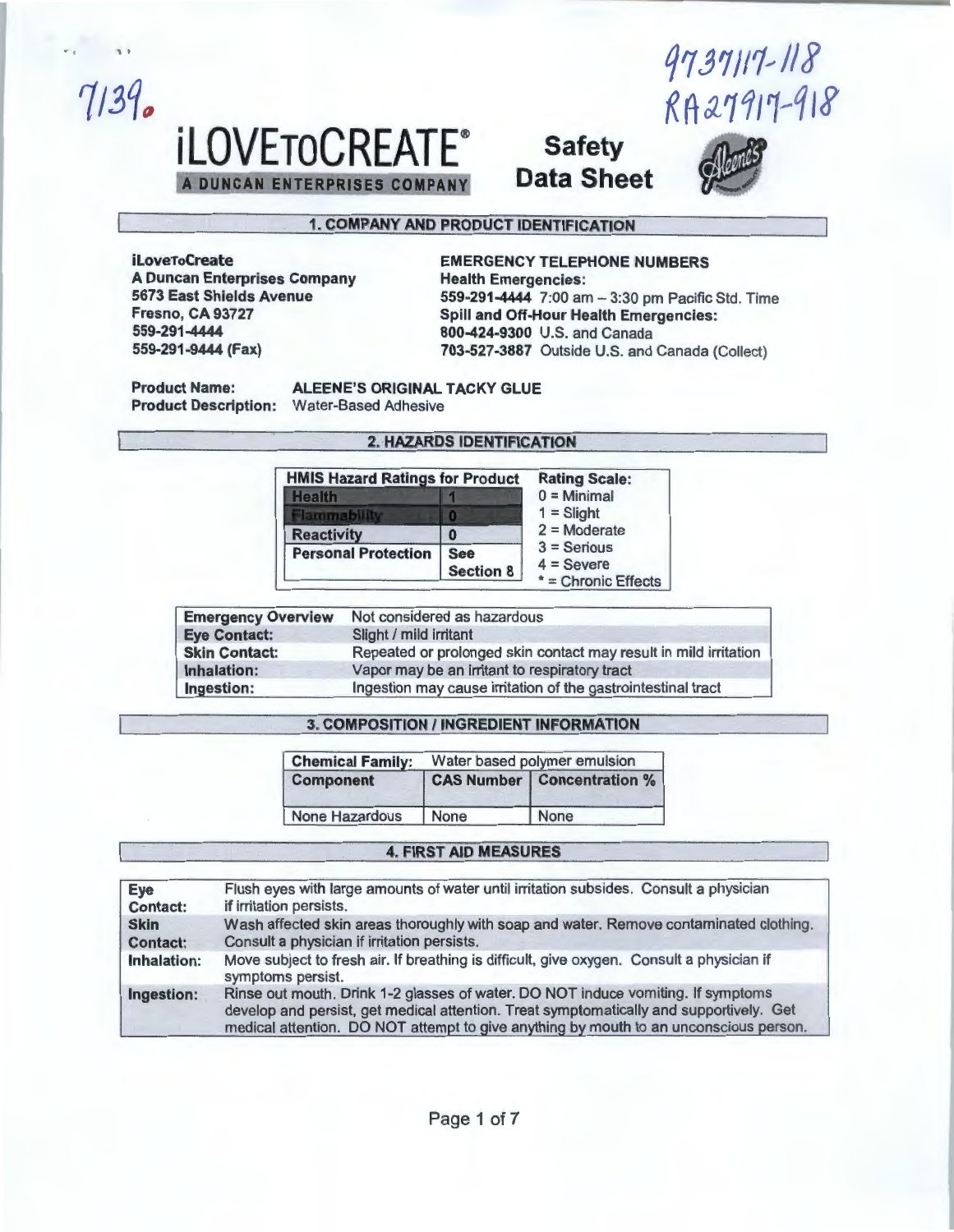7139.

9737117-118
RA27917-918

# iLOVETOCREATE®

A DUNCAN ENTERPRISES COMPANY

**Safety Data Sheet**

## 1. COMPANY AND PRODUCT IDENTIFICATION

**iLoveToCreate**
**A Duncan Enterprises Company**
**5673 East Shields Avenue**
**Fresno, CA 93727**
**559-291-4444**
**559-291-9444 (Fax)**

**EMERGENCY TELEPHONE NUMBERS**
**Health Emergencies:**
**559-291-4444** 7:00 am – 3:30 pm Pacific Std. Time
**Spill and Off-Hour Health Emergencies:**
**800-424-9300** U.S. and Canada
**703-527-3887** Outside U.S. and Canada (Collect)

**Product Name:** ALEENE'S ORIGINAL TACKY GLUE
**Product Description:** Water-Based Adhesive

## 2. HAZARDS IDENTIFICATION

| HMIS Hazard Ratings for Product | | Rating Scale: |
|---|---|---|
| Health | 1 | 0 = Minimal |
| Flammability | 0 | 1 = Slight |
| Reactivity | 0 | 2 = Moderate |
| Personal Protection | See Section 8 | 3 = Serious |
| | | 4 = Severe |
| | | * = Chronic Effects |

| | |
|---|---|
| **Emergency Overview** | Not considered as hazardous |
| **Eye Contact:** | Slight / mild irritant |
| **Skin Contact:** | Repeated or prolonged skin contact may result in mild irritation |
| **Inhalation:** | Vapor may be an irritant to respiratory tract |
| **Ingestion:** | Ingestion may cause irritation of the gastrointestinal tract |

## 3. COMPOSITION / INGREDIENT INFORMATION

| Chemical Family: | Water based polymer emulsion | |
|---|---|---|
| **Component** | **CAS Number** | **Concentration %** |
| None Hazardous | None | None |

## 4. FIRST AID MEASURES

| | |
|---|---|
| **Eye Contact:** | Flush eyes with large amounts of water until irritation subsides. Consult a physician if irritation persists. |
| **Skin Contact:** | Wash affected skin areas thoroughly with soap and water. Remove contaminated clothing. Consult a physician if irritation persists. |
| **Inhalation:** | Move subject to fresh air. If breathing is difficult, give oxygen. Consult a physician if symptoms persist. |
| **Ingestion:** | Rinse out mouth. Drink 1-2 glasses of water. DO NOT induce vomiting. If symptoms develop and persist, get medical attention. Treat symptomatically and supportively. Get medical attention. DO NOT attempt to give anything by mouth to an unconscious person. |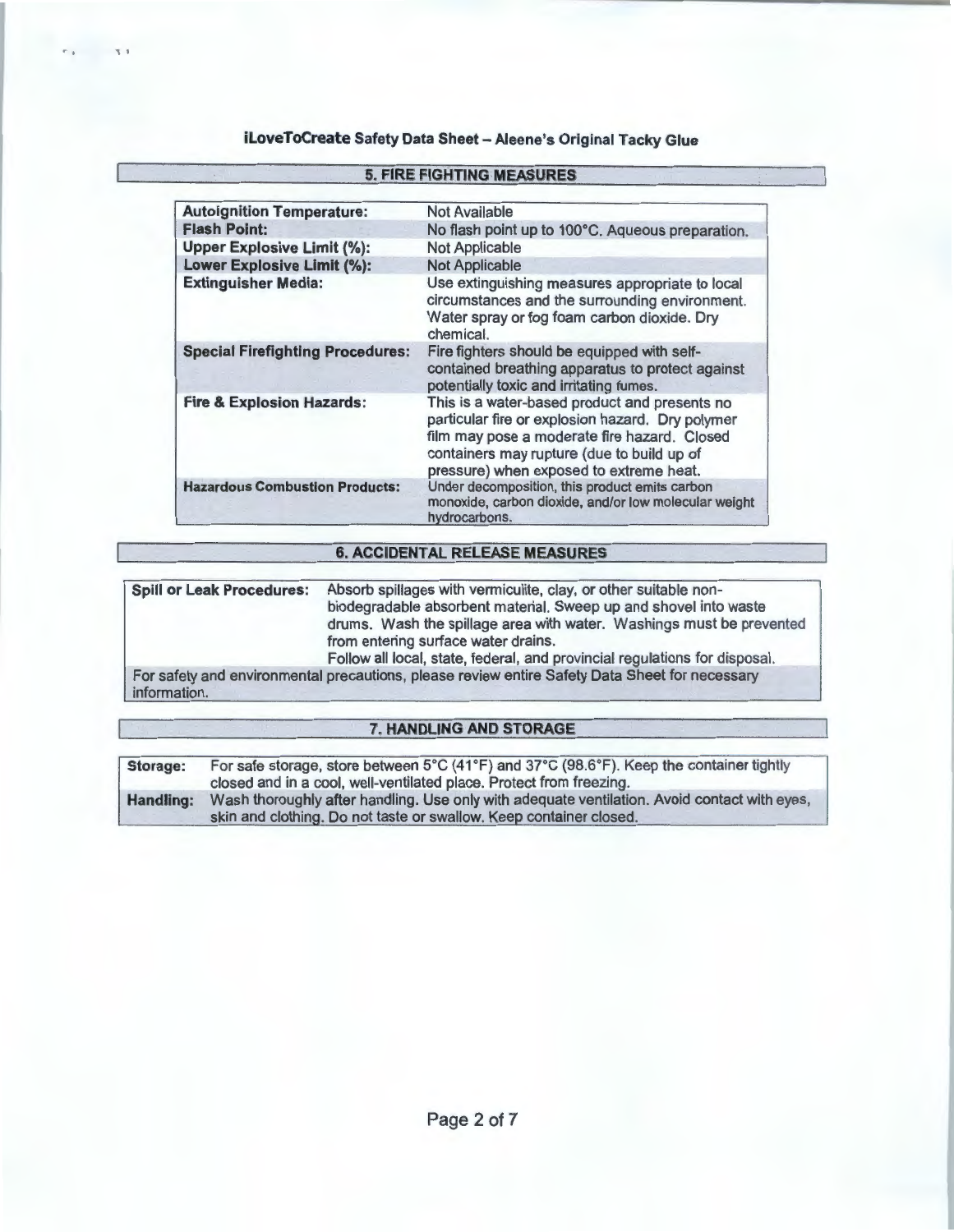# iLoveToCreate Safety Data Sheet – Aleene's Original Tacky Glue

## 5. FIRE FIGHTING MEASURES

| | |
|---|---|
| **Autoignition Temperature:** | Not Available |
| **Flash Point:** | No flash point up to 100°C. Aqueous preparation. |
| **Upper Explosive Limit (%):** | Not Applicable |
| **Lower Explosive Limit (%):** | Not Applicable |
| **Extinguisher Media:** | Use extinguishing measures appropriate to local circumstances and the surrounding environment. Water spray or fog foam carbon dioxide. Dry chemical. |
| **Special Firefighting Procedures:** | Fire fighters should be equipped with self-contained breathing apparatus to protect against potentially toxic and irritating fumes. |
| **Fire & Explosion Hazards:** | This is a water-based product and presents no particular fire or explosion hazard. Dry polymer film may pose a moderate fire hazard. Closed containers may rupture (due to build up of pressure) when exposed to extreme heat. |
| **Hazardous Combustion Products:** | Under decomposition, this product emits carbon monoxide, carbon dioxide, and/or low molecular weight hydrocarbons. |

## 6. ACCIDENTAL RELEASE MEASURES

| | |
|---|---|
| **Spill or Leak Procedures:** | Absorb spillages with vermiculite, clay, or other suitable non-biodegradable absorbent material. Sweep up and shovel into waste drums. Wash the spillage area with water. Washings must be prevented from entering surface water drains. Follow all local, state, federal, and provincial regulations for disposal. |

For safety and environmental precautions, please review entire Safety Data Sheet for necessary information.

## 7. HANDLING AND STORAGE

| | |
|---|---|
| **Storage:** | For safe storage, store between 5°C (41°F) and 37°C (98.6°F). Keep the container tightly closed and in a cool, well-ventilated place. Protect from freezing. |
| **Handling:** | Wash thoroughly after handling. Use only with adequate ventilation. Avoid contact with eyes, skin and clothing. Do not taste or swallow. Keep container closed. |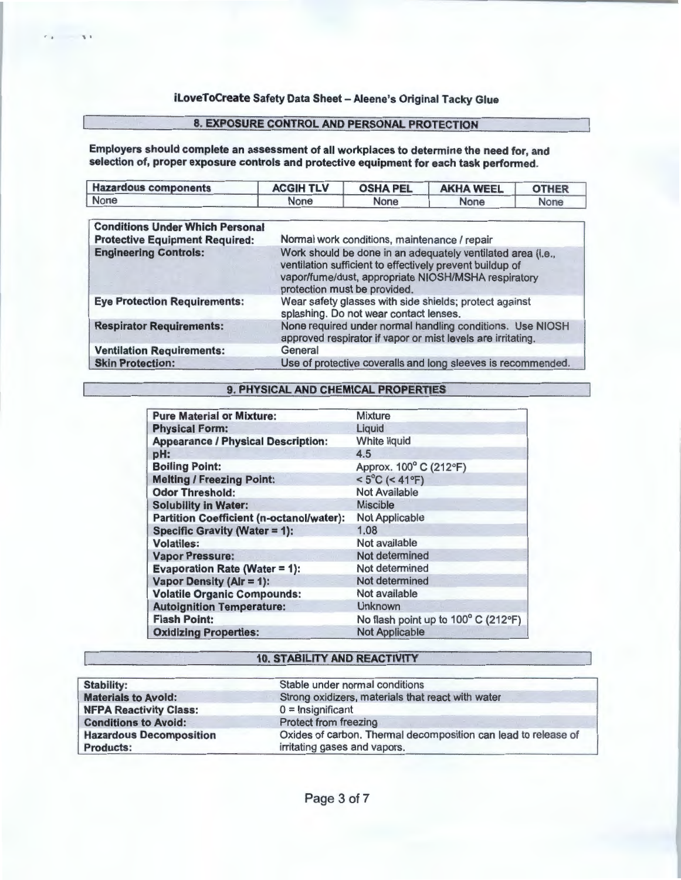## 8. EXPOSURE CONTROL AND PERSONAL PROTECTION

**Employers should complete an assessment of all workplaces to determine the need for, and selection of, proper exposure controls and protective equipment for each task performed.**

| Hazardous components | ACGIH TLV | OSHA PEL | AKHA WEEL | OTHER |
|---|---|---|---|---|
| None | None | None | None | None |

| | |
|---|---|
| **Conditions Under Which Personal Protective Equipment Required:** | Normal work conditions, maintenance / repair |
| **Engineering Controls:** | Work should be done in an adequately ventilated area (i.e., ventilation sufficient to effectively prevent buildup of vapor/fume/dust, appropriate NIOSH/MSHA respiratory protection must be provided. |
| **Eye Protection Requirements:** | Wear safety glasses with side shields; protect against splashing. Do not wear contact lenses. |
| **Respirator Requirements:** | None required under normal handling conditions. Use NIOSH approved respirator if vapor or mist levels are irritating. |
| **Ventilation Requirements:** | General |
| **Skin Protection:** | Use of protective coveralls and long sleeves is recommended. |

## 9. PHYSICAL AND CHEMICAL PROPERTIES

| | |
|---|---|
| **Pure Material or Mixture:** | Mixture |
| **Physical Form:** | Liquid |
| **Appearance / Physical Description:** | White liquid |
| **pH:** | 4.5 |
| **Boiling Point:** | Approx. 100° C (212°F) |
| **Melting / Freezing Point:** | < 5°C (< 41°F) |
| **Odor Threshold:** | Not Available |
| **Solubility in Water:** | Miscible |
| **Partition Coefficient (n-octanol/water):** | Not Applicable |
| **Specific Gravity (Water = 1):** | 1.08 |
| **Volatiles:** | Not available |
| **Vapor Pressure:** | Not determined |
| **Evaporation Rate (Water = 1):** | Not determined |
| **Vapor Density (Air = 1):** | Not determined |
| **Volatile Organic Compounds:** | Not available |
| **Autoignition Temperature:** | Unknown |
| **Flash Point:** | No flash point up to 100° C (212°F) |
| **Oxidizing Properties:** | Not Applicable |

## 10. STABILITY AND REACTIVITY

| | |
|---|---|
| **Stability:** | Stable under normal conditions |
| **Materials to Avoid:** | Strong oxidizers, materials that react with water |
| **NFPA Reactivity Class:** | 0 = Insignificant |
| **Conditions to Avoid:** | Protect from freezing |
| **Hazardous Decomposition Products:** | Oxides of carbon. Thermal decomposition can lead to release of irritating gases and vapors. |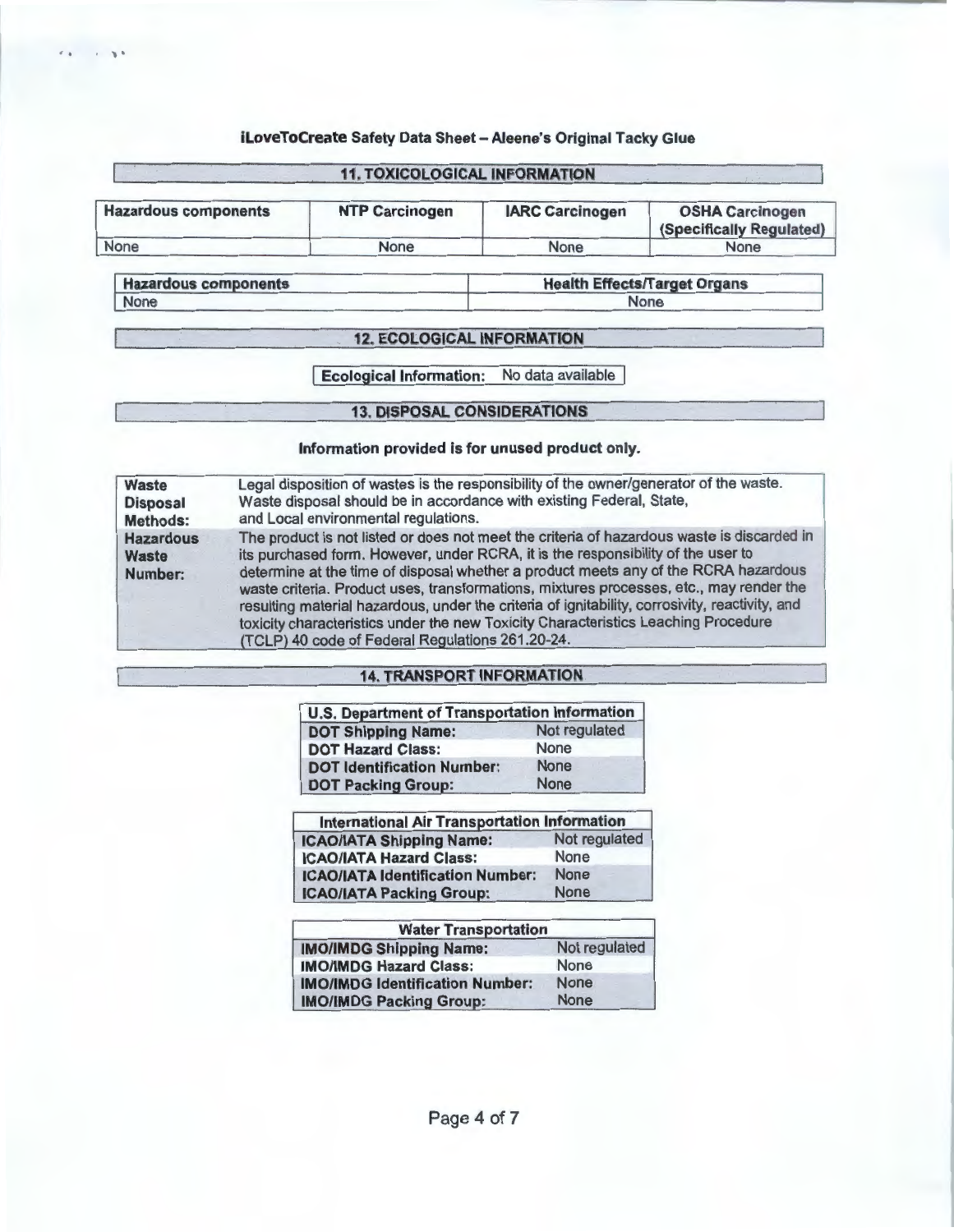**iLoveToCreate Safety Data Sheet – Aleene's Original Tacky Glue**

## 11. TOXICOLOGICAL INFORMATION

| Hazardous components | NTP Carcinogen | IARC Carcinogen | OSHA Carcinogen (Specifically Regulated) |
|---|---|---|---|
| None | None | None | None |

| Hazardous components | Health Effects/Target Organs |
|---|---|
| None | None |

## 12. ECOLOGICAL INFORMATION

| Ecological Information: | No data available |
|---|---|

## 13. DISPOSAL CONSIDERATIONS

**Information provided is for unused product only.**

| | |
|---|---|
| **Waste Disposal Methods:** | Legal disposition of wastes is the responsibility of the owner/generator of the waste. Waste disposal should be in accordance with existing Federal, State, and Local environmental regulations. |
| **Hazardous Waste Number:** | The product is not listed or does not meet the criteria of hazardous waste is discarded in its purchased form. However, under RCRA, it is the responsibility of the user to determine at the time of disposal whether a product meets any of the RCRA hazardous waste criteria. Product uses, transformations, mixtures processes, etc., may render the resulting material hazardous, under the criteria of ignitability, corrosivity, reactivity, and toxicity characteristics under the new Toxicity Characteristics Leaching Procedure (TCLP) 40 code of Federal Regulations 261.20-24. |

## 14. TRANSPORT INFORMATION

| U.S. Department of Transportation Information | |
|---|---|
| **DOT Shipping Name:** | Not regulated |
| **DOT Hazard Class:** | None |
| **DOT Identification Number:** | None |
| **DOT Packing Group:** | None |

| International Air Transportation Information | |
|---|---|
| **ICAO/IATA Shipping Name:** | Not regulated |
| **ICAO/IATA Hazard Class:** | None |
| **ICAO/IATA Identification Number:** | None |
| **ICAO/IATA Packing Group:** | None |

| Water Transportation | |
|---|---|
| **IMO/IMDG Shipping Name:** | Not regulated |
| **IMO/IMDG Hazard Class:** | None |
| **IMO/IMDG Identification Number:** | None |
| **IMO/IMDG Packing Group:** | None |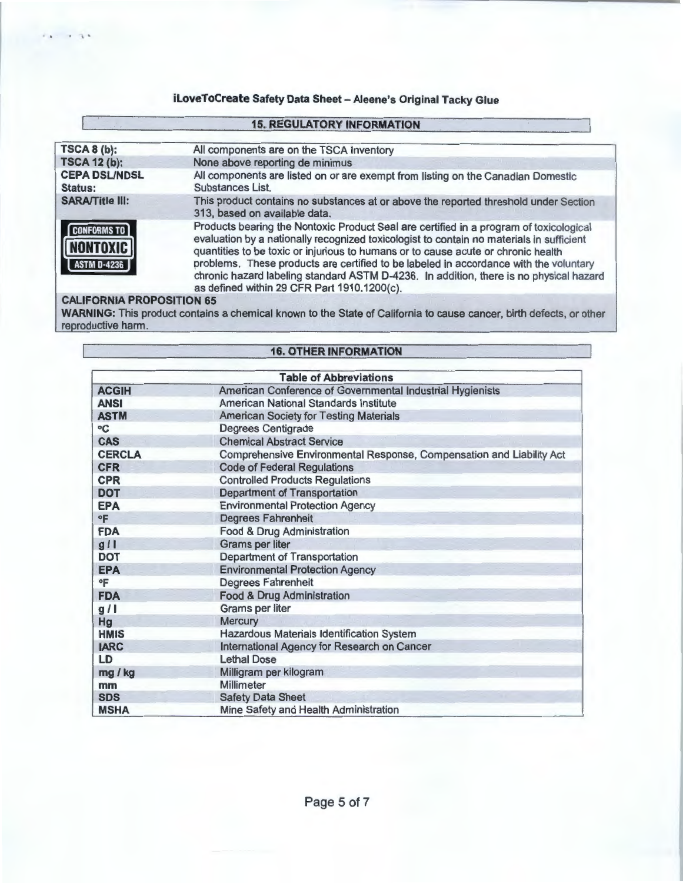**iLoveToCreate Safety Data Sheet – Aleene's Original Tacky Glue**

## 15. REGULATORY INFORMATION

| | |
|---|---|
| **TSCA 8 (b):** | All components are on the TSCA Inventory |
| **TSCA 12 (b):** | None above reporting de minimus |
| **CEPA DSL/NDSL Status:** | All components are listed on or are exempt from listing on the Canadian Domestic Substances List. |
| **SARA/Title III:** | This product contains no substances at or above the reported threshold under Section 313, based on available data. |
| CONFORMS TO NONTOXIC ASTM D-4236 | Products bearing the Nontoxic Product Seal are certified in a program of toxicological evaluation by a nationally recognized toxicologist to contain no materials in sufficient quantities to be toxic or injurious to humans or to cause acute or chronic health problems. These products are certified to be labeled in accordance with the voluntary chronic hazard labeling standard ASTM D-4236. In addition, there is no physical hazard as defined within 29 CFR Part 1910.1200(c). |

**CALIFORNIA PROPOSITION 65**

**WARNING:** This product contains a chemical known to the State of California to cause cancer, birth defects, or other reproductive harm.

## 16. OTHER INFORMATION

| Table of Abbreviations | |
|---|---|
| **ACGIH** | American Conference of Governmental Industrial Hygienists |
| **ANSI** | American National Standards Institute |
| **ASTM** | American Society for Testing Materials |
| **°C** | Degrees Centigrade |
| **CAS** | Chemical Abstract Service |
| **CERCLA** | Comprehensive Environmental Response, Compensation and Liability Act |
| **CFR** | Code of Federal Regulations |
| **CPR** | Controlled Products Regulations |
| **DOT** | Department of Transportation |
| **EPA** | Environmental Protection Agency |
| **°F** | Degrees Fahrenheit |
| **FDA** | Food & Drug Administration |
| **g / l** | Grams per liter |
| **DOT** | Department of Transportation |
| **EPA** | Environmental Protection Agency |
| **°F** | Degrees Fahrenheit |
| **FDA** | Food & Drug Administration |
| **g / l** | Grams per liter |
| **Hg** | Mercury |
| **HMIS** | Hazardous Materials Identification System |
| **IARC** | International Agency for Research on Cancer |
| **LD** | Lethal Dose |
| **mg / kg** | Milligram per kilogram |
| **mm** | Millimeter |
| **SDS** | Safety Data Sheet |
| **MSHA** | Mine Safety and Health Administration |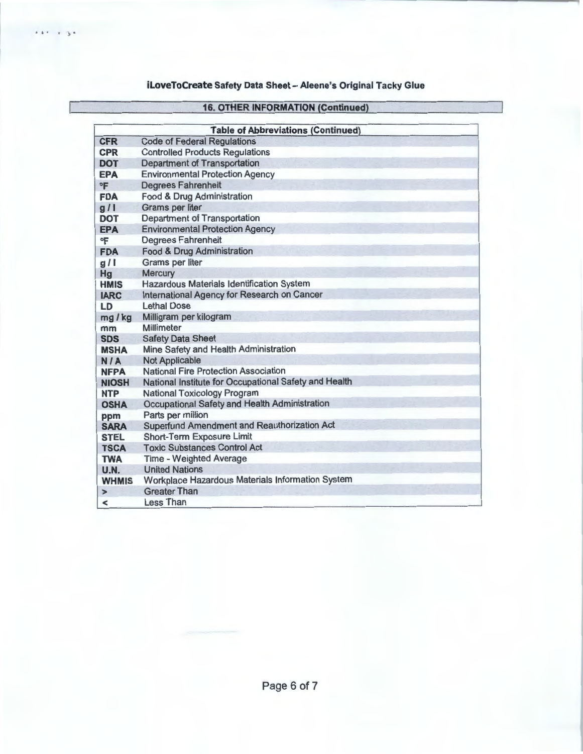## 16. OTHER INFORMATION (Continued)

| Table of Abbreviations (Continued) | |
|---|---|
| **CFR** | Code of Federal Regulations |
| **CPR** | Controlled Products Regulations |
| **DOT** | Department of Transportation |
| **EPA** | Environmental Protection Agency |
| **°F** | Degrees Fahrenheit |
| **FDA** | Food & Drug Administration |
| **g / l** | Grams per liter |
| **DOT** | Department of Transportation |
| **EPA** | Environmental Protection Agency |
| **°F** | Degrees Fahrenheit |
| **FDA** | Food & Drug Administration |
| **g / l** | Grams per liter |
| **Hg** | Mercury |
| **HMIS** | Hazardous Materials Identification System |
| **IARC** | International Agency for Research on Cancer |
| **LD** | Lethal Dose |
| **mg / kg** | Milligram per kilogram |
| **mm** | Millimeter |
| **SDS** | Safety Data Sheet |
| **MSHA** | Mine Safety and Health Administration |
| **N / A** | Not Applicable |
| **NFPA** | National Fire Protection Association |
| **NIOSH** | National Institute for Occupational Safety and Health |
| **NTP** | National Toxicology Program |
| **OSHA** | Occupational Safety and Health Administration |
| **ppm** | Parts per million |
| **SARA** | Superfund Amendment and Reauthorization Act |
| **STEL** | Short-Term Exposure Limit |
| **TSCA** | Toxic Substances Control Act |
| **TWA** | Time - Weighted Average |
| **U.N.** | United Nations |
| **WHMIS** | Workplace Hazardous Materials Information System |
| **>** | Greater Than |
| **<** | Less Than |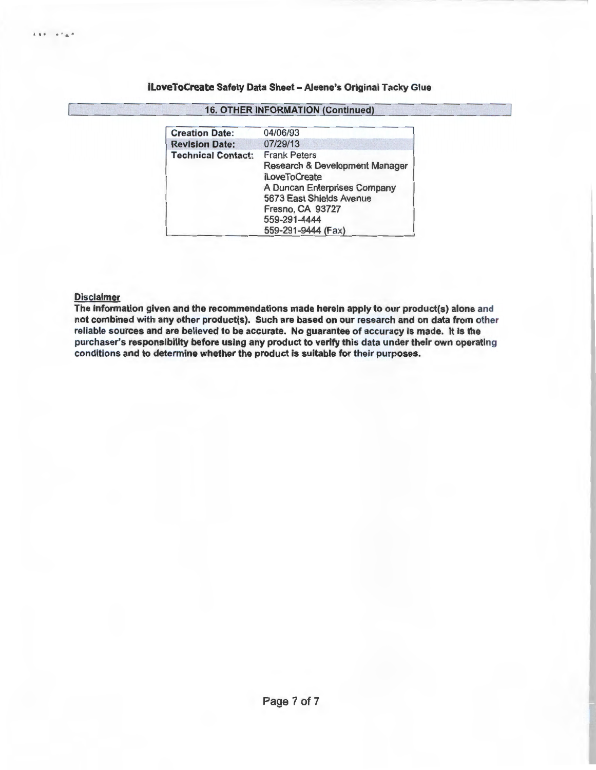## 16. OTHER INFORMATION (Continued)

| | |
|---|---|
| **Creation Date:** | 04/06/93 |
| **Revision Date:** | 07/29/13 |
| **Technical Contact:** | Frank Peters<br>Research & Development Manager<br>iLoveToCreate<br>A Duncan Enterprises Company<br>5673 East Shields Avenue<br>Fresno, CA 93727<br>559-291-4444<br>559-291-9444 (Fax) |

**Disclaimer**

**The information given and the recommendations made herein apply to our product(s) alone and not combined with any other product(s). Such are based on our research and on data from other reliable sources and are believed to be accurate. No guarantee of accuracy is made. It is the purchaser's responsibility before using any product to verify this data under their own operating conditions and to determine whether the product is suitable for their purposes.**